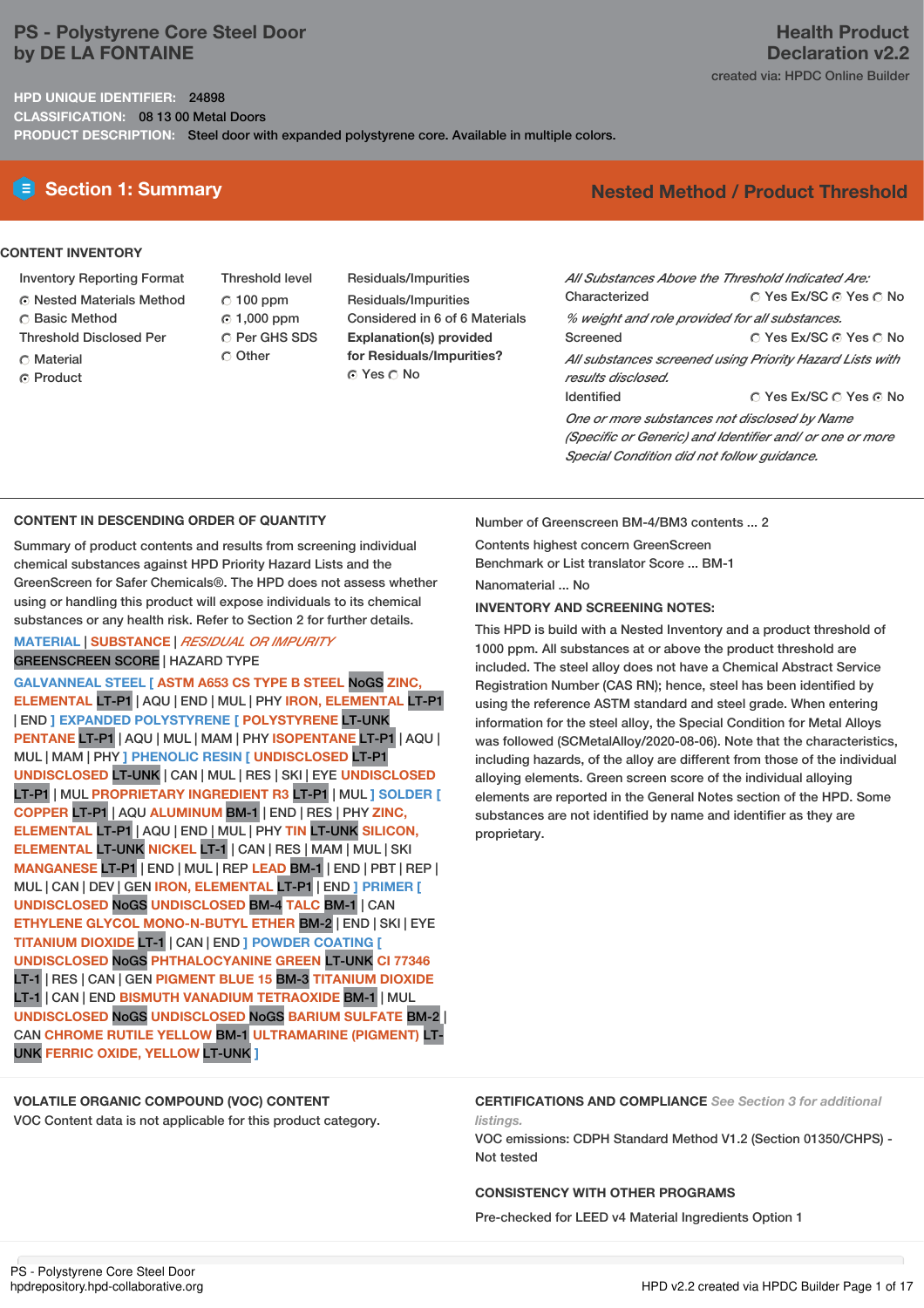# PS - Polystyrene Core Steel Door by DE LA FONTAINE

**Health Product Declaration v2.2**
created via: HPDC Online Builder

**HPD UNIQUE IDENTIFIER:** 24898
**CLASSIFICATION:** 08 13 00 Metal Doors
**PRODUCT DESCRIPTION:** Steel door with expanded polystyrene core. Available in multiple colors.

## Section 1: Summary

**Nested Method / Product Threshold**

### CONTENT INVENTORY

Inventory Reporting Format
- ◉ Nested Materials Method
- ○ Basic Method

Threshold Disclosed Per
- ○ Material
- ◉ Product

Threshold level
- ○ 100 ppm
- ◉ 1,000 ppm
- ○ Per GHS SDS
- ○ Other

Residuals/Impurities
Residuals/Impurities Considered in 6 of 6 Materials

**Explanation(s) provided for Residuals/Impurities?**
◉ Yes ○ No

*All Substances Above the Threshold Indicated Are:*

Characterized ○ Yes Ex/SC ◉ Yes ○ No
*% weight and role provided for all substances.*

Screened ○ Yes Ex/SC ◉ Yes ○ No
*All substances screened using Priority Hazard Lists with results disclosed.*

Identified ○ Yes Ex/SC ○ Yes ◉ No
*One or more substances not disclosed by Name (Specific or Generic) and Identifier and/ or one or more Special Condition did not follow guidance.*

### CONTENT IN DESCENDING ORDER OF QUANTITY

Summary of product contents and results from screening individual chemical substances against HPD Priority Hazard Lists and the GreenScreen for Safer Chemicals®. The HPD does not assess whether using or handling this product will expose individuals to its chemical substances or any health risk. Refer to Section 2 for further details.

MATERIAL | SUBSTANCE | *RESIDUAL OR IMPURITY*
GREENSCREEN SCORE | HAZARD TYPE

GALVANNEAL STEEL [ ASTM A653 CS TYPE B STEEL NoGS ZINC, ELEMENTAL LT-P1 | AQU | END | MUL | PHY IRON, ELEMENTAL LT-P1 | END ] EXPANDED POLYSTYRENE [ POLYSTYRENE LT-UNK PENTANE LT-P1 | AQU | MUL | MAM | PHY ISOPENTANE LT-P1 | AQU | MUL | MAM | PHY ] PHENOLIC RESIN [ UNDISCLOSED LT-P1 UNDISCLOSED LT-UNK | CAN | MUL | RES | SKI | EYE UNDISCLOSED LT-P1 | MUL PROPRIETARY INGREDIENT R3 LT-P1 | MUL ] SOLDER [ COPPER LT-P1 | AQU ALUMINUM BM-1 | END | RES | PHY ZINC, ELEMENTAL LT-P1 | AQU | END | MUL | PHY TIN LT-UNK SILICON, ELEMENTAL LT-UNK NICKEL LT-1 | CAN | RES | MAM | MUL | SKI MANGANESE LT-P1 | END | MUL | REP LEAD BM-1 | END | PBT | REP | MUL | CAN | DEV | GEN IRON, ELEMENTAL LT-P1 | END ] PRIMER [ UNDISCLOSED NoGS UNDISCLOSED BM-4 TALC BM-1 | CAN ETHYLENE GLYCOL MONO-N-BUTYL ETHER BM-2 | END | SKI | EYE TITANIUM DIOXIDE LT-1 | CAN | END ] POWDER COATING [ UNDISCLOSED NoGS PHTHALOCYANINE GREEN LT-UNK CI 77346 LT-1 | RES | CAN | GEN PIGMENT BLUE 15 BM-3 TITANIUM DIOXIDE LT-1 | CAN | END BISMUTH VANADIUM TETRAOXIDE BM-1 | MUL UNDISCLOSED NoGS UNDISCLOSED NoGS BARIUM SULFATE BM-2 | CAN CHROME RUTILE YELLOW BM-1 ULTRAMARINE (PIGMENT) LT-UNK FERRIC OXIDE, YELLOW LT-UNK ]

Number of Greenscreen BM-4/BM3 contents ... 2

Contents highest concern GreenScreen Benchmark or List translator Score ... BM-1

Nanomaterial ... No

**INVENTORY AND SCREENING NOTES:**

This HPD is build with a Nested Inventory and a product threshold of 1000 ppm. All substances at or above the product threshold are included. The steel alloy does not have a Chemical Abstract Service Registration Number (CAS RN); hence, steel has been identified by using the reference ASTM standard and steel grade. When entering information for the steel alloy, the Special Condition for Metal Alloys was followed (SCMetalAlloy/2020-08-06). Note that the characteristics, including hazards, of the alloy are different from those of the individual alloying elements. Green screen score of the individual alloying elements are reported in the General Notes section of the HPD. Some substances are not identified by name and identifier as they are proprietary.

### VOLATILE ORGANIC COMPOUND (VOC) CONTENT

VOC Content data is not applicable for this product category.

### CERTIFICATIONS AND COMPLIANCE *See Section 3 for additional listings.*

VOC emissions: CDPH Standard Method V1.2 (Section 01350/CHPS) - Not tested

### CONSISTENCY WITH OTHER PROGRAMS

Pre-checked for LEED v4 Material Ingredients Option 1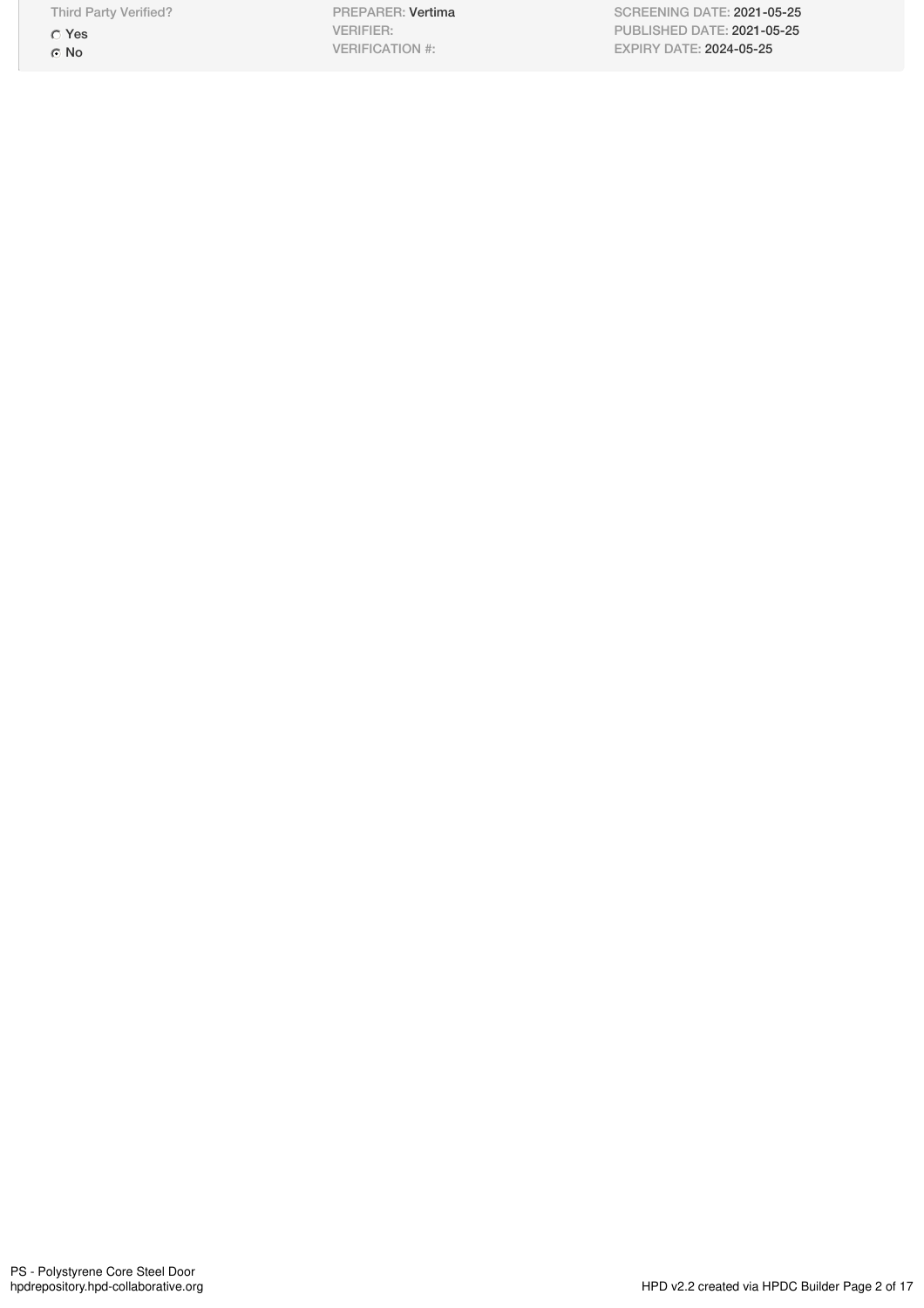| Third Party Verified? | PREPARER: Vertima | SCREENING DATE: 2021-05-25 |
| --- | --- | --- |
| ○ Yes | VERIFIER: | PUBLISHED DATE: 2021-05-25 |
| ◉ No | VERIFICATION #: | EXPIRY DATE: 2024-05-25 |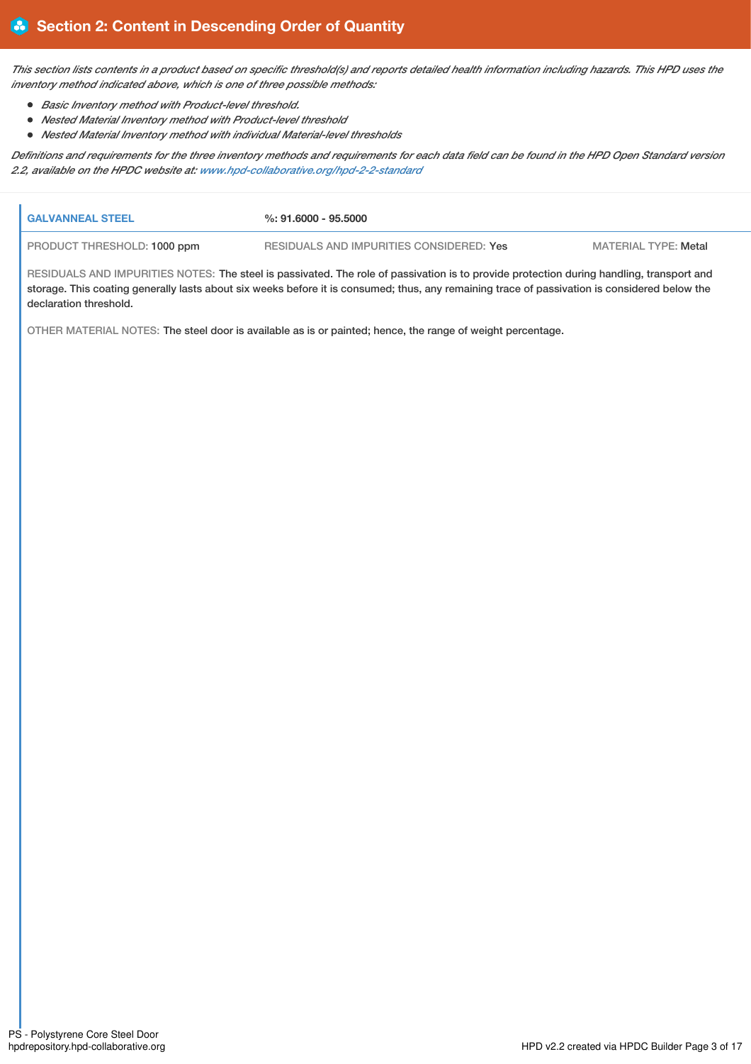## Section 2: Content in Descending Order of Quantity

*This section lists contents in a product based on specific threshold(s) and reports detailed health information including hazards. This HPD uses the inventory method indicated above, which is one of three possible methods:*

- *Basic Inventory method with Product-level threshold.*
- *Nested Material Inventory method with Product-level threshold*
- *Nested Material Inventory method with individual Material-level thresholds*

*Definitions and requirements for the three inventory methods and requirements for each data field can be found in the HPD Open Standard version 2.2, available on the HPDC website at: www.hpd-collaborative.org/hpd-2-2-standard*

**GALVANNEAL STEEL** **%: 91.6000 - 95.5000**

PRODUCT THRESHOLD: 1000 ppm | RESIDUALS AND IMPURITIES CONSIDERED: Yes | MATERIAL TYPE: Metal

RESIDUALS AND IMPURITIES NOTES: The steel is passivated. The role of passivation is to provide protection during handling, transport and storage. This coating generally lasts about six weeks before it is consumed; thus, any remaining trace of passivation is considered below the declaration threshold.

OTHER MATERIAL NOTES: The steel door is available as is or painted; hence, the range of weight percentage.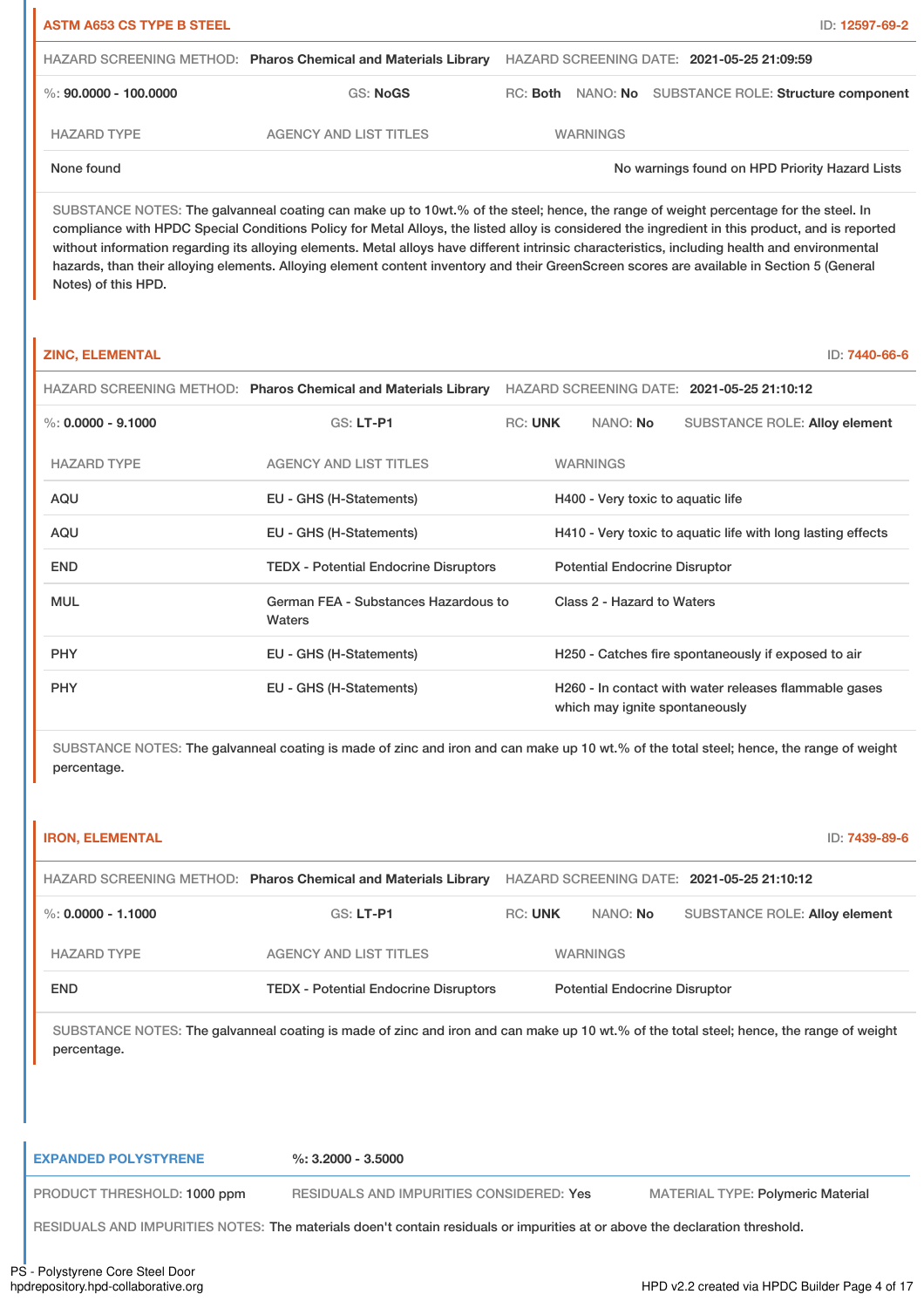### ASTM A653 CS TYPE B STEEL

ID: 12597-69-2

HAZARD SCREENING METHOD: **Pharos Chemical and Materials Library** HAZARD SCREENING DATE: **2021-05-25 21:09:59**

%: **90.0000 - 100.0000** GS: **NoGS** RC: **Both** NANO: **No** SUBSTANCE ROLE: **Structure component**

| HAZARD TYPE | AGENCY AND LIST TITLES | WARNINGS |
|---|---|---|
| None found | | No warnings found on HPD Priority Hazard Lists |

SUBSTANCE NOTES: The galvanneal coating can make up to 10wt.% of the steel; hence, the range of weight percentage for the steel. In compliance with HPDC Special Conditions Policy for Metal Alloys, the listed alloy is considered the ingredient in this product, and is reported without information regarding its alloying elements. Metal alloys have different intrinsic characteristics, including health and environmental hazards, than their alloying elements. Alloying element content inventory and their GreenScreen scores are available in Section 5 (General Notes) of this HPD.

### ZINC, ELEMENTAL

ID: 7440-66-6

HAZARD SCREENING METHOD: **Pharos Chemical and Materials Library** HAZARD SCREENING DATE: **2021-05-25 21:10:12**

%: **0.0000 - 9.1000** GS: **LT-P1** RC: **UNK** NANO: **No** SUBSTANCE ROLE: **Alloy element**

| HAZARD TYPE | AGENCY AND LIST TITLES | WARNINGS |
|---|---|---|
| AQU | EU - GHS (H-Statements) | H400 - Very toxic to aquatic life |
| AQU | EU - GHS (H-Statements) | H410 - Very toxic to aquatic life with long lasting effects |
| END | TEDX - Potential Endocrine Disruptors | Potential Endocrine Disruptor |
| MUL | German FEA - Substances Hazardous to Waters | Class 2 - Hazard to Waters |
| PHY | EU - GHS (H-Statements) | H250 - Catches fire spontaneously if exposed to air |
| PHY | EU - GHS (H-Statements) | H260 - In contact with water releases flammable gases which may ignite spontaneously |

SUBSTANCE NOTES: The galvanneal coating is made of zinc and iron and can make up 10 wt.% of the total steel; hence, the range of weight percentage.

### IRON, ELEMENTAL

ID: 7439-89-6

HAZARD SCREENING METHOD: **Pharos Chemical and Materials Library** HAZARD SCREENING DATE: **2021-05-25 21:10:12**

%: **0.0000 - 1.1000** GS: **LT-P1** RC: **UNK** NANO: **No** SUBSTANCE ROLE: **Alloy element**

| HAZARD TYPE | AGENCY AND LIST TITLES | WARNINGS |
|---|---|---|
| END | TEDX - Potential Endocrine Disruptors | Potential Endocrine Disruptor |

SUBSTANCE NOTES: The galvanneal coating is made of zinc and iron and can make up 10 wt.% of the total steel; hence, the range of weight percentage.

## EXPANDED POLYSTYRENE

%: **3.2000 - 3.5000**

PRODUCT THRESHOLD: **1000 ppm** RESIDUALS AND IMPURITIES CONSIDERED: **Yes** MATERIAL TYPE: **Polymeric Material**

RESIDUALS AND IMPURITIES NOTES: The materials doen't contain residuals or impurities at or above the declaration threshold.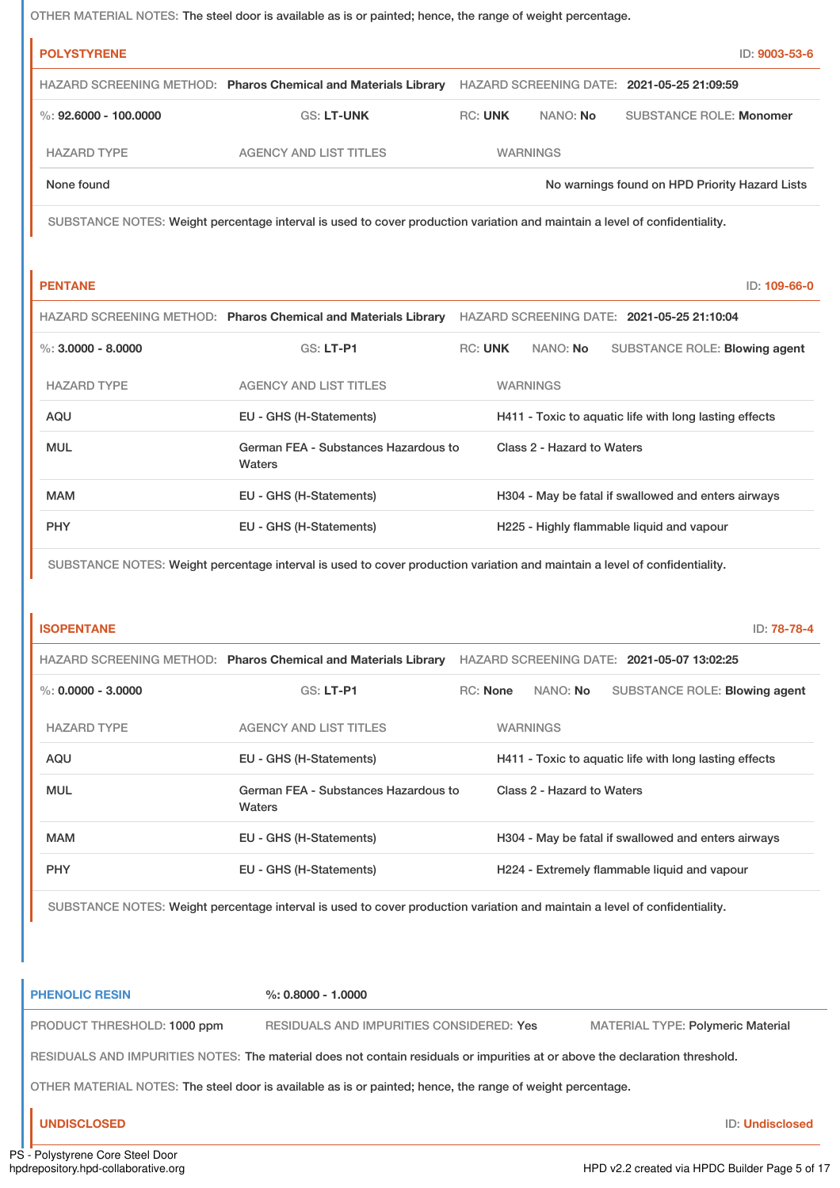OTHER MATERIAL NOTES: The steel door is available as is or painted; hence, the range of weight percentage.

### POLYSTYRENE

ID: 9003-53-6

HAZARD SCREENING METHOD: **Pharos Chemical and Materials Library** HAZARD SCREENING DATE: **2021-05-25 21:09:59**

%: **92.6000 - 100.0000** GS: **LT-UNK** RC: **UNK** NANO: **No** SUBSTANCE ROLE: **Monomer**

| HAZARD TYPE | AGENCY AND LIST TITLES | WARNINGS |
| --- | --- | --- |
| None found | | No warnings found on HPD Priority Hazard Lists |

SUBSTANCE NOTES: Weight percentage interval is used to cover production variation and maintain a level of confidentiality.

### PENTANE

ID: 109-66-0

HAZARD SCREENING METHOD: **Pharos Chemical and Materials Library** HAZARD SCREENING DATE: **2021-05-25 21:10:04**

%: **3.0000 - 8.0000** GS: **LT-P1** RC: **UNK** NANO: **No** SUBSTANCE ROLE: **Blowing agent**

| HAZARD TYPE | AGENCY AND LIST TITLES | WARNINGS |
| --- | --- | --- |
| AQU | EU - GHS (H-Statements) | H411 - Toxic to aquatic life with long lasting effects |
| MUL | German FEA - Substances Hazardous to Waters | Class 2 - Hazard to Waters |
| MAM | EU - GHS (H-Statements) | H304 - May be fatal if swallowed and enters airways |
| PHY | EU - GHS (H-Statements) | H225 - Highly flammable liquid and vapour |

SUBSTANCE NOTES: Weight percentage interval is used to cover production variation and maintain a level of confidentiality.

### ISOPENTANE

ID: 78-78-4

HAZARD SCREENING METHOD: **Pharos Chemical and Materials Library** HAZARD SCREENING DATE: **2021-05-07 13:02:25**

%: **0.0000 - 3.0000** GS: **LT-P1** RC: **None** NANO: **No** SUBSTANCE ROLE: **Blowing agent**

| HAZARD TYPE | AGENCY AND LIST TITLES | WARNINGS |
| --- | --- | --- |
| AQU | EU - GHS (H-Statements) | H411 - Toxic to aquatic life with long lasting effects |
| MUL | German FEA - Substances Hazardous to Waters | Class 2 - Hazard to Waters |
| MAM | EU - GHS (H-Statements) | H304 - May be fatal if swallowed and enters airways |
| PHY | EU - GHS (H-Statements) | H224 - Extremely flammable liquid and vapour |

SUBSTANCE NOTES: Weight percentage interval is used to cover production variation and maintain a level of confidentiality.

## PHENOLIC RESIN

%: **0.8000 - 1.0000**

PRODUCT THRESHOLD: **1000 ppm** RESIDUALS AND IMPURITIES CONSIDERED: **Yes** MATERIAL TYPE: **Polymeric Material**

RESIDUALS AND IMPURITIES NOTES: The material does not contain residuals or impurities at or above the declaration threshold.

OTHER MATERIAL NOTES: The steel door is available as is or painted; hence, the range of weight percentage.

### UNDISCLOSED

ID: Undisclosed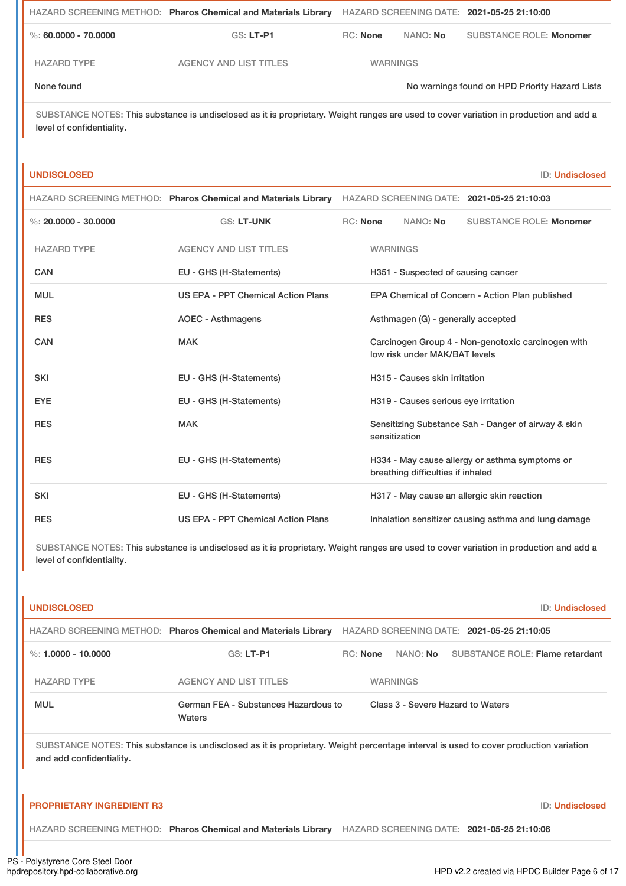HAZARD SCREENING METHOD: **Pharos Chemical and Materials Library** HAZARD SCREENING DATE: **2021-05-25 21:10:00**

%: **60.0000 - 70.0000** GS: **LT-P1** RC: **None** NANO: **No** SUBSTANCE ROLE: **Monomer**

| HAZARD TYPE | AGENCY AND LIST TITLES | WARNINGS |
| --- | --- | --- |
| None found | | No warnings found on HPD Priority Hazard Lists |

SUBSTANCE NOTES: This substance is undisclosed as it is proprietary. Weight ranges are used to cover variation in production and add a level of confidentiality.

## UNDISCLOSED

ID: **Undisclosed**

HAZARD SCREENING METHOD: **Pharos Chemical and Materials Library** HAZARD SCREENING DATE: **2021-05-25 21:10:03**

%: **20.0000 - 30.0000** GS: **LT-UNK** RC: **None** NANO: **No** SUBSTANCE ROLE: **Monomer**

| HAZARD TYPE | AGENCY AND LIST TITLES | WARNINGS |
| --- | --- | --- |
| CAN | EU - GHS (H-Statements) | H351 - Suspected of causing cancer |
| MUL | US EPA - PPT Chemical Action Plans | EPA Chemical of Concern - Action Plan published |
| RES | AOEC - Asthmagens | Asthmagen (G) - generally accepted |
| CAN | MAK | Carcinogen Group 4 - Non-genotoxic carcinogen with low risk under MAK/BAT levels |
| SKI | EU - GHS (H-Statements) | H315 - Causes skin irritation |
| EYE | EU - GHS (H-Statements) | H319 - Causes serious eye irritation |
| RES | MAK | Sensitizing Substance Sah - Danger of airway & skin sensitization |
| RES | EU - GHS (H-Statements) | H334 - May cause allergy or asthma symptoms or breathing difficulties if inhaled |
| SKI | EU - GHS (H-Statements) | H317 - May cause an allergic skin reaction |
| RES | US EPA - PPT Chemical Action Plans | Inhalation sensitizer causing asthma and lung damage |

SUBSTANCE NOTES: This substance is undisclosed as it is proprietary. Weight ranges are used to cover variation in production and add a level of confidentiality.

## UNDISCLOSED

ID: **Undisclosed**

HAZARD SCREENING METHOD: **Pharos Chemical and Materials Library** HAZARD SCREENING DATE: **2021-05-25 21:10:05**

%: **1.0000 - 10.0000** GS: **LT-P1** RC: **None** NANO: **No** SUBSTANCE ROLE: **Flame retardant**

| HAZARD TYPE | AGENCY AND LIST TITLES | WARNINGS |
| --- | --- | --- |
| MUL | German FEA - Substances Hazardous to Waters | Class 3 - Severe Hazard to Waters |

SUBSTANCE NOTES: This substance is undisclosed as it is proprietary. Weight percentage interval is used to cover production variation and add confidentiality.

## PROPRIETARY INGREDIENT R3

ID: **Undisclosed**

HAZARD SCREENING METHOD: **Pharos Chemical and Materials Library** HAZARD SCREENING DATE: **2021-05-25 21:10:06**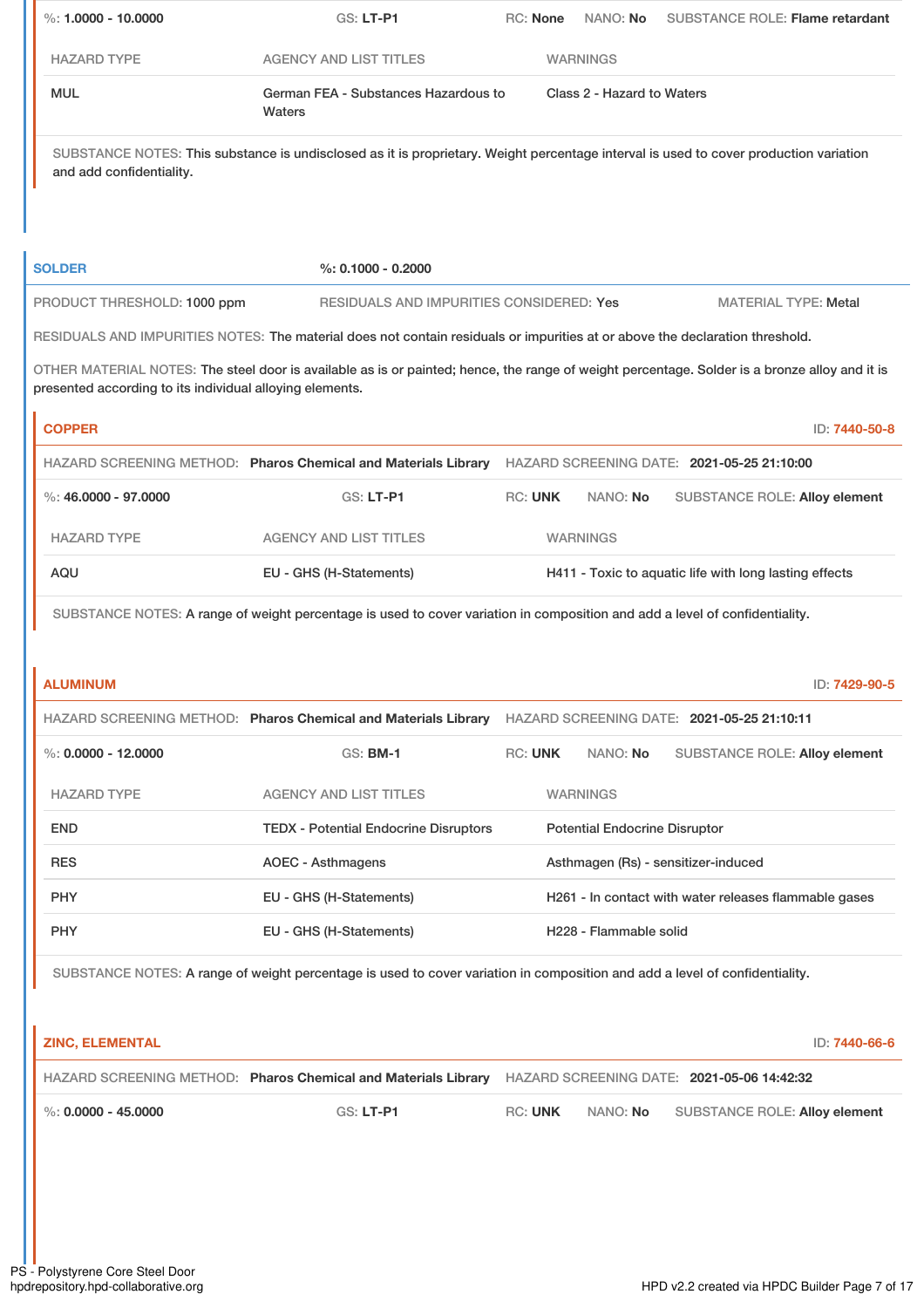%: **1.0000 - 10.0000** | GS: **LT-P1** | RC: **None** | NANO: **No** | SUBSTANCE ROLE: **Flame retardant**

| HAZARD TYPE | AGENCY AND LIST TITLES | WARNINGS |
| --- | --- | --- |
| MUL | German FEA - Substances Hazardous to Waters | Class 2 - Hazard to Waters |

SUBSTANCE NOTES: This substance is undisclosed as it is proprietary. Weight percentage interval is used to cover production variation and add confidentiality.

## SOLDER

%: **0.1000 - 0.2000**

PRODUCT THRESHOLD: 1000 ppm | RESIDUALS AND IMPURITIES CONSIDERED: Yes | MATERIAL TYPE: Metal

RESIDUALS AND IMPURITIES NOTES: The material does not contain residuals or impurities at or above the declaration threshold.

OTHER MATERIAL NOTES: The steel door is available as is or painted; hence, the range of weight percentage. Solder is a bronze alloy and it is presented according to its individual alloying elements.

### COPPER

ID: 7440-50-8

HAZARD SCREENING METHOD: **Pharos Chemical and Materials Library** | HAZARD SCREENING DATE: **2021-05-25 21:10:00**

%: **46.0000 - 97.0000** | GS: **LT-P1** | RC: **UNK** | NANO: **No** | SUBSTANCE ROLE: **Alloy element**

| HAZARD TYPE | AGENCY AND LIST TITLES | WARNINGS |
| --- | --- | --- |
| AQU | EU - GHS (H-Statements) | H411 - Toxic to aquatic life with long lasting effects |

SUBSTANCE NOTES: A range of weight percentage is used to cover variation in composition and add a level of confidentiality.

### ALUMINUM

ID: 7429-90-5

HAZARD SCREENING METHOD: **Pharos Chemical and Materials Library** | HAZARD SCREENING DATE: **2021-05-25 21:10:11**

%: **0.0000 - 12.0000** | GS: **BM-1** | RC: **UNK** | NANO: **No** | SUBSTANCE ROLE: **Alloy element**

| HAZARD TYPE | AGENCY AND LIST TITLES | WARNINGS |
| --- | --- | --- |
| END | TEDX - Potential Endocrine Disruptors | Potential Endocrine Disruptor |
| RES | AOEC - Asthmagens | Asthmagen (Rs) - sensitizer-induced |
| PHY | EU - GHS (H-Statements) | H261 - In contact with water releases flammable gases |
| PHY | EU - GHS (H-Statements) | H228 - Flammable solid |

SUBSTANCE NOTES: A range of weight percentage is used to cover variation in composition and add a level of confidentiality.

### ZINC, ELEMENTAL

ID: 7440-66-6

HAZARD SCREENING METHOD: **Pharos Chemical and Materials Library** | HAZARD SCREENING DATE: **2021-05-06 14:42:32**

%: **0.0000 - 45.0000** | GS: **LT-P1** | RC: **UNK** | NANO: **No** | SUBSTANCE ROLE: **Alloy element**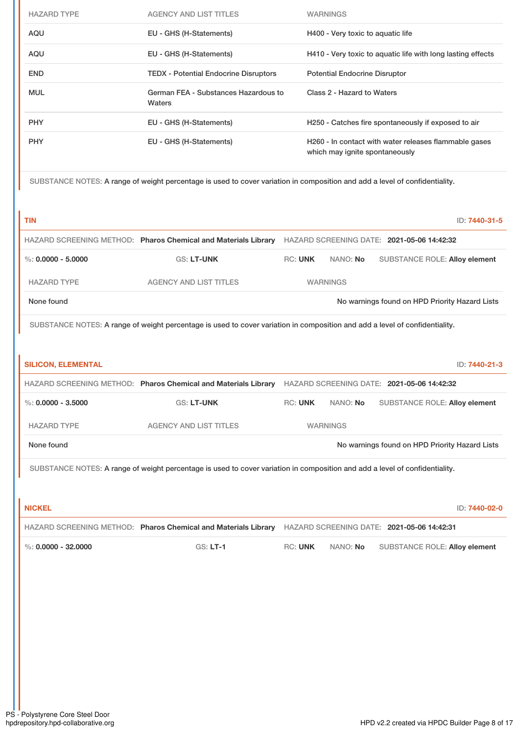| HAZARD TYPE | AGENCY AND LIST TITLES | WARNINGS |
|---|---|---|
| AQU | EU - GHS (H-Statements) | H400 - Very toxic to aquatic life |
| AQU | EU - GHS (H-Statements) | H410 - Very toxic to aquatic life with long lasting effects |
| END | TEDX - Potential Endocrine Disruptors | Potential Endocrine Disruptor |
| MUL | German FEA - Substances Hazardous to Waters | Class 2 - Hazard to Waters |
| PHY | EU - GHS (H-Statements) | H250 - Catches fire spontaneously if exposed to air |
| PHY | EU - GHS (H-Statements) | H260 - In contact with water releases flammable gases which may ignite spontaneously |

SUBSTANCE NOTES: A range of weight percentage is used to cover variation in composition and add a level of confidentiality.

## TIN

ID: 7440-31-5

HAZARD SCREENING METHOD: **Pharos Chemical and Materials Library** HAZARD SCREENING DATE: **2021-05-06 14:42:32**

%: **0.0000 - 5.0000** GS: **LT-UNK** RC: **UNK** NANO: **No** SUBSTANCE ROLE: **Alloy element**

| HAZARD TYPE | AGENCY AND LIST TITLES | WARNINGS |
|---|---|---|
| None found | | No warnings found on HPD Priority Hazard Lists |

SUBSTANCE NOTES: A range of weight percentage is used to cover variation in composition and add a level of confidentiality.

## SILICON, ELEMENTAL

ID: 7440-21-3

HAZARD SCREENING METHOD: **Pharos Chemical and Materials Library** HAZARD SCREENING DATE: **2021-05-06 14:42:32**

%: **0.0000 - 3.5000** GS: **LT-UNK** RC: **UNK** NANO: **No** SUBSTANCE ROLE: **Alloy element**

| HAZARD TYPE | AGENCY AND LIST TITLES | WARNINGS |
|---|---|---|
| None found | | No warnings found on HPD Priority Hazard Lists |

SUBSTANCE NOTES: A range of weight percentage is used to cover variation in composition and add a level of confidentiality.

## NICKEL

ID: 7440-02-0

HAZARD SCREENING METHOD: **Pharos Chemical and Materials Library** HAZARD SCREENING DATE: **2021-05-06 14:42:31**

%: **0.0000 - 32.0000** GS: **LT-1** RC: **UNK** NANO: **No** SUBSTANCE ROLE: **Alloy element**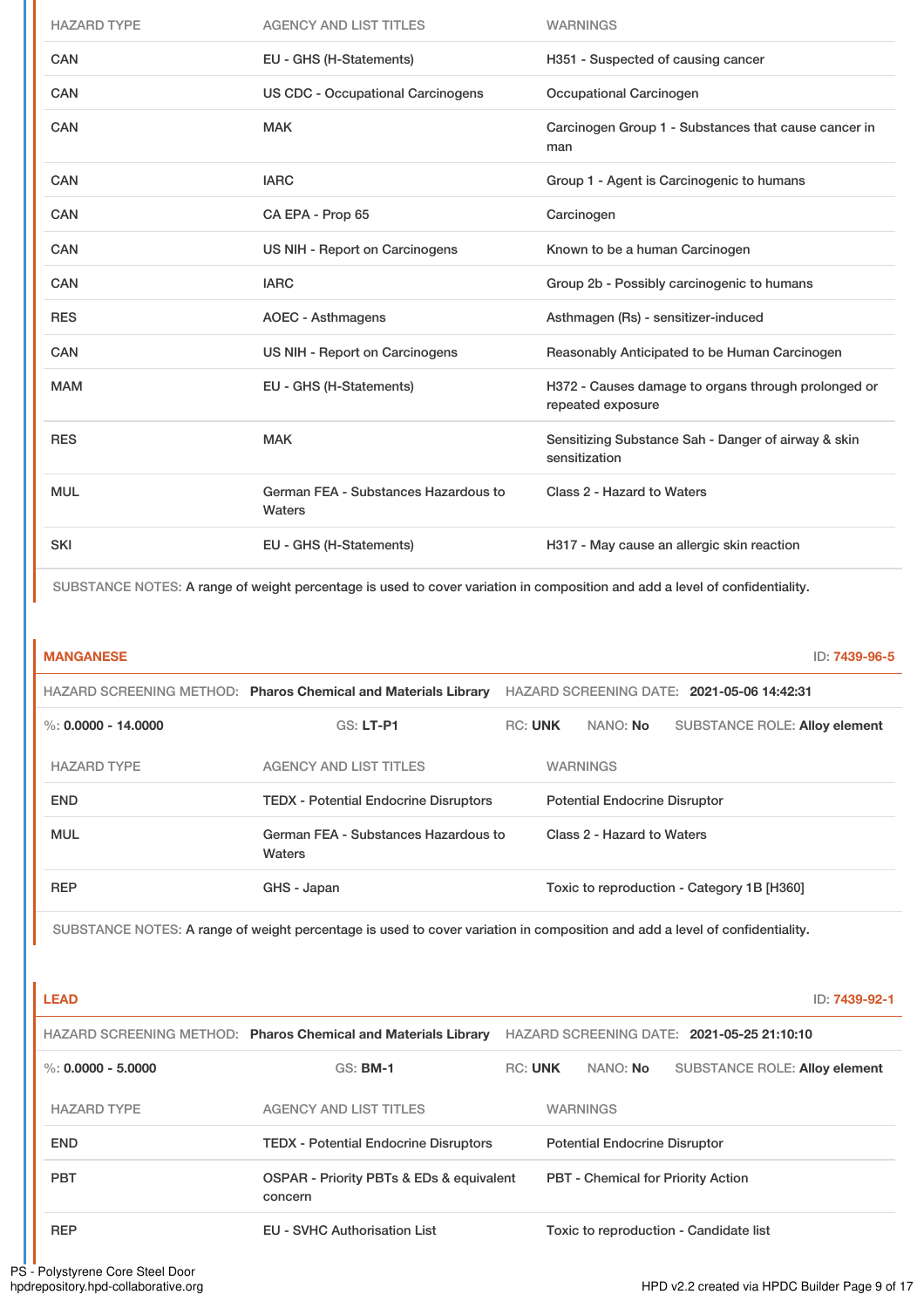| HAZARD TYPE | AGENCY AND LIST TITLES | WARNINGS |
|---|---|---|
| CAN | EU - GHS (H-Statements) | H351 - Suspected of causing cancer |
| CAN | US CDC - Occupational Carcinogens | Occupational Carcinogen |
| CAN | MAK | Carcinogen Group 1 - Substances that cause cancer in man |
| CAN | IARC | Group 1 - Agent is Carcinogenic to humans |
| CAN | CA EPA - Prop 65 | Carcinogen |
| CAN | US NIH - Report on Carcinogens | Known to be a human Carcinogen |
| CAN | IARC | Group 2b - Possibly carcinogenic to humans |
| RES | AOEC - Asthmagens | Asthmagen (Rs) - sensitizer-induced |
| CAN | US NIH - Report on Carcinogens | Reasonably Anticipated to be Human Carcinogen |
| MAM | EU - GHS (H-Statements) | H372 - Causes damage to organs through prolonged or repeated exposure |
| RES | MAK | Sensitizing Substance Sah - Danger of airway & skin sensitization |
| MUL | German FEA - Substances Hazardous to Waters | Class 2 - Hazard to Waters |
| SKI | EU - GHS (H-Statements) | H317 - May cause an allergic skin reaction |

SUBSTANCE NOTES: A range of weight percentage is used to cover variation in composition and add a level of confidentiality.

## MANGANESE

ID: 7439-96-5

HAZARD SCREENING METHOD: **Pharos Chemical and Materials Library** HAZARD SCREENING DATE: **2021-05-06 14:42:31**

%: **0.0000 - 14.0000** GS: **LT-P1** RC: **UNK** NANO: **No** SUBSTANCE ROLE: **Alloy element**

| HAZARD TYPE | AGENCY AND LIST TITLES | WARNINGS |
|---|---|---|
| END | TEDX - Potential Endocrine Disruptors | Potential Endocrine Disruptor |
| MUL | German FEA - Substances Hazardous to Waters | Class 2 - Hazard to Waters |
| REP | GHS - Japan | Toxic to reproduction - Category 1B [H360] |

SUBSTANCE NOTES: A range of weight percentage is used to cover variation in composition and add a level of confidentiality.

## LEAD

ID: 7439-92-1

HAZARD SCREENING METHOD: **Pharos Chemical and Materials Library** HAZARD SCREENING DATE: **2021-05-25 21:10:10**

%: **0.0000 - 5.0000** GS: **BM-1** RC: **UNK** NANO: **No** SUBSTANCE ROLE: **Alloy element**

| HAZARD TYPE | AGENCY AND LIST TITLES | WARNINGS |
|---|---|---|
| END | TEDX - Potential Endocrine Disruptors | Potential Endocrine Disruptor |
| PBT | OSPAR - Priority PBTs & EDs & equivalent concern | PBT - Chemical for Priority Action |
| REP | EU - SVHC Authorisation List | Toxic to reproduction - Candidate list |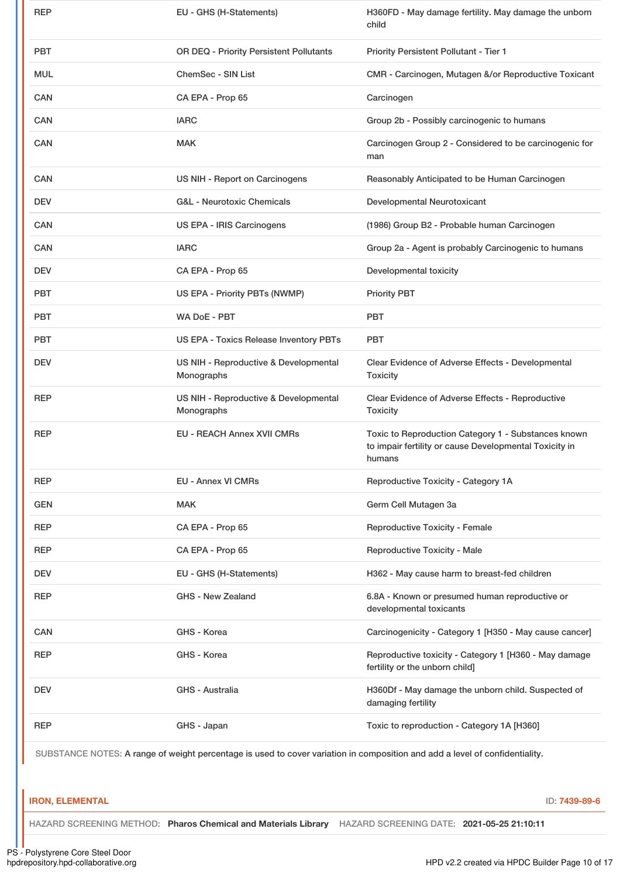| | | |
|---|---|---|
| REP | EU - GHS (H-Statements) | H360FD - May damage fertility. May damage the unborn child |
| PBT | OR DEQ - Priority Persistent Pollutants | Priority Persistent Pollutant - Tier 1 |
| MUL | ChemSec - SIN List | CMR - Carcinogen, Mutagen &/or Reproductive Toxicant |
| CAN | CA EPA - Prop 65 | Carcinogen |
| CAN | IARC | Group 2b - Possibly carcinogenic to humans |
| CAN | MAK | Carcinogen Group 2 - Considered to be carcinogenic for man |
| CAN | US NIH - Report on Carcinogens | Reasonably Anticipated to be Human Carcinogen |
| DEV | G&L - Neurotoxic Chemicals | Developmental Neurotoxicant |
| CAN | US EPA - IRIS Carcinogens | (1986) Group B2 - Probable human Carcinogen |
| CAN | IARC | Group 2a - Agent is probably Carcinogenic to humans |
| DEV | CA EPA - Prop 65 | Developmental toxicity |
| PBT | US EPA - Priority PBTs (NWMP) | Priority PBT |
| PBT | WA DoE - PBT | PBT |
| PBT | US EPA - Toxics Release Inventory PBTs | PBT |
| DEV | US NIH - Reproductive & Developmental Monographs | Clear Evidence of Adverse Effects - Developmental Toxicity |
| REP | US NIH - Reproductive & Developmental Monographs | Clear Evidence of Adverse Effects - Reproductive Toxicity |
| REP | EU - REACH Annex XVII CMRs | Toxic to Reproduction Category 1 - Substances known to impair fertility or cause Developmental Toxicity in humans |
| REP | EU - Annex VI CMRs | Reproductive Toxicity - Category 1A |
| GEN | MAK | Germ Cell Mutagen 3a |
| REP | CA EPA - Prop 65 | Reproductive Toxicity - Female |
| REP | CA EPA - Prop 65 | Reproductive Toxicity - Male |
| DEV | EU - GHS (H-Statements) | H362 - May cause harm to breast-fed children |
| REP | GHS - New Zealand | 6.8A - Known or presumed human reproductive or developmental toxicants |
| CAN | GHS - Korea | Carcinogenicity - Category 1 [H350 - May cause cancer] |
| REP | GHS - Korea | Reproductive toxicity - Category 1 [H360 - May damage fertility or the unborn child] |
| DEV | GHS - Australia | H360Df - May damage the unborn child. Suspected of damaging fertility |
| REP | GHS - Japan | Toxic to reproduction - Category 1A [H360] |

SUBSTANCE NOTES: A range of weight percentage is used to cover variation in composition and add a level of confidentiality.

**IRON, ELEMENTAL** ID: 7439-89-6

HAZARD SCREENING METHOD: **Pharos Chemical and Materials Library** HAZARD SCREENING DATE: **2021-05-25 21:10:11**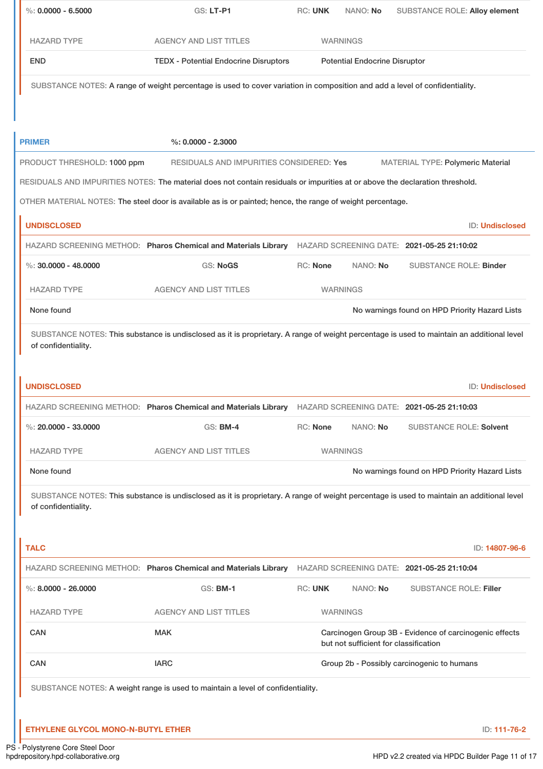%: **0.0000 - 6.5000** GS: **LT-P1** RC: **UNK** NANO: **No** SUBSTANCE ROLE: **Alloy element**

| HAZARD TYPE | AGENCY AND LIST TITLES | WARNINGS |
|---|---|---|
| END | TEDX - Potential Endocrine Disruptors | Potential Endocrine Disruptor |

SUBSTANCE NOTES: A range of weight percentage is used to cover variation in composition and add a level of confidentiality.

## PRIMER

%: **0.0000 - 2.3000**

PRODUCT THRESHOLD: **1000 ppm** RESIDUALS AND IMPURITIES CONSIDERED: **Yes** MATERIAL TYPE: **Polymeric Material**

RESIDUALS AND IMPURITIES NOTES: The material does not contain residuals or impurities at or above the declaration threshold.

OTHER MATERIAL NOTES: The steel door is available as is or painted; hence, the range of weight percentage.

### UNDISCLOSED

ID: **Undisclosed**

HAZARD SCREENING METHOD: **Pharos Chemical and Materials Library** HAZARD SCREENING DATE: **2021-05-25 21:10:02**

%: **30.0000 - 48.0000** GS: **NoGS** RC: **None** NANO: **No** SUBSTANCE ROLE: **Binder**

| HAZARD TYPE | AGENCY AND LIST TITLES | WARNINGS |
|---|---|---|
| None found | | No warnings found on HPD Priority Hazard Lists |

SUBSTANCE NOTES: This substance is undisclosed as it is proprietary. A range of weight percentage is used to maintain an additional level of confidentiality.

### UNDISCLOSED

ID: **Undisclosed**

HAZARD SCREENING METHOD: **Pharos Chemical and Materials Library** HAZARD SCREENING DATE: **2021-05-25 21:10:03**

%: **20.0000 - 33.0000** GS: **BM-4** RC: **None** NANO: **No** SUBSTANCE ROLE: **Solvent**

| HAZARD TYPE | AGENCY AND LIST TITLES | WARNINGS |
|---|---|---|
| None found | | No warnings found on HPD Priority Hazard Lists |

SUBSTANCE NOTES: This substance is undisclosed as it is proprietary. A range of weight percentage is used to maintain an additional level of confidentiality.

### TALC

ID: **14807-96-6**

HAZARD SCREENING METHOD: **Pharos Chemical and Materials Library** HAZARD SCREENING DATE: **2021-05-25 21:10:04**

%: **8.0000 - 26.0000** GS: **BM-1** RC: **UNK** NANO: **No** SUBSTANCE ROLE: **Filler**

| HAZARD TYPE | AGENCY AND LIST TITLES | WARNINGS |
|---|---|---|
| CAN | MAK | Carcinogen Group 3B - Evidence of carcinogenic effects but not sufficient for classification |
| CAN | IARC | Group 2b - Possibly carcinogenic to humans |

SUBSTANCE NOTES: A weight range is used to maintain a level of confidentiality.

### ETHYLENE GLYCOL MONO-N-BUTYL ETHER

ID: **111-76-2**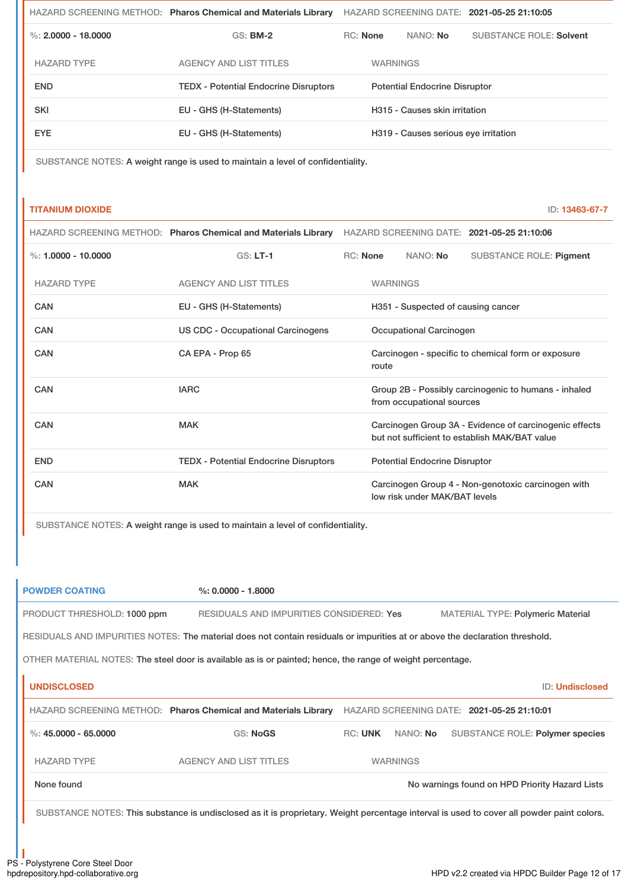HAZARD SCREENING METHOD: **Pharos Chemical and Materials Library** HAZARD SCREENING DATE: **2021-05-25 21:10:05**

%: **2.0000 - 18.0000** GS: **BM-2** RC: **None** NANO: **No** SUBSTANCE ROLE: **Solvent**

| HAZARD TYPE | AGENCY AND LIST TITLES | WARNINGS |
| --- | --- | --- |
| END | TEDX - Potential Endocrine Disruptors | Potential Endocrine Disruptor |
| SKI | EU - GHS (H-Statements) | H315 - Causes skin irritation |
| EYE | EU - GHS (H-Statements) | H319 - Causes serious eye irritation |

SUBSTANCE NOTES: A weight range is used to maintain a level of confidentiality.

### TITANIUM DIOXIDE

ID: 13463-67-7

HAZARD SCREENING METHOD: **Pharos Chemical and Materials Library** HAZARD SCREENING DATE: **2021-05-25 21:10:06**

%: **1.0000 - 10.0000** GS: **LT-1** RC: **None** NANO: **No** SUBSTANCE ROLE: **Pigment**

| HAZARD TYPE | AGENCY AND LIST TITLES | WARNINGS |
| --- | --- | --- |
| CAN | EU - GHS (H-Statements) | H351 - Suspected of causing cancer |
| CAN | US CDC - Occupational Carcinogens | Occupational Carcinogen |
| CAN | CA EPA - Prop 65 | Carcinogen - specific to chemical form or exposure route |
| CAN | IARC | Group 2B - Possibly carcinogenic to humans - inhaled from occupational sources |
| CAN | MAK | Carcinogen Group 3A - Evidence of carcinogenic effects but not sufficient to establish MAK/BAT value |
| END | TEDX - Potential Endocrine Disruptors | Potential Endocrine Disruptor |
| CAN | MAK | Carcinogen Group 4 - Non-genotoxic carcinogen with low risk under MAK/BAT levels |

SUBSTANCE NOTES: A weight range is used to maintain a level of confidentiality.

## POWDER COATING

%: **0.0000 - 1.8000**

PRODUCT THRESHOLD: 1000 ppm RESIDUALS AND IMPURITIES CONSIDERED: Yes MATERIAL TYPE: Polymeric Material

RESIDUALS AND IMPURITIES NOTES: The material does not contain residuals or impurities at or above the declaration threshold.

OTHER MATERIAL NOTES: The steel door is available as is or painted; hence, the range of weight percentage.

### UNDISCLOSED

ID: Undisclosed

HAZARD SCREENING METHOD: **Pharos Chemical and Materials Library** HAZARD SCREENING DATE: **2021-05-25 21:10:01**

%: **45.0000 - 65.0000** GS: **NoGS** RC: **UNK** NANO: **No** SUBSTANCE ROLE: **Polymer species**

| HAZARD TYPE | AGENCY AND LIST TITLES | WARNINGS |
| --- | --- | --- |
| None found | | No warnings found on HPD Priority Hazard Lists |

SUBSTANCE NOTES: This substance is undisclosed as it is proprietary. Weight percentage interval is used to cover all powder paint colors.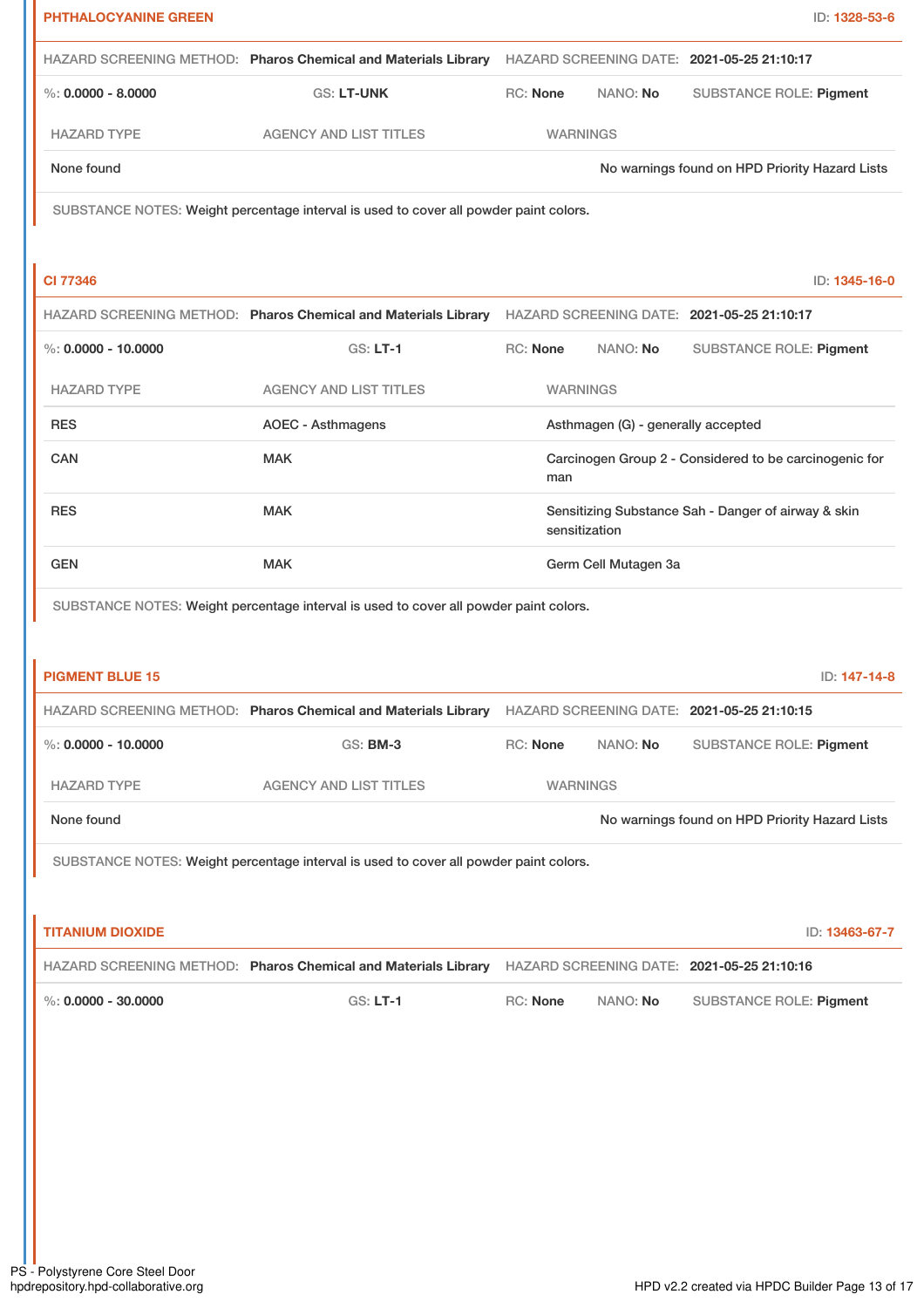**PHTHALOCYANINE GREEN** ID: **1328-53-6**

HAZARD SCREENING METHOD: **Pharos Chemical and Materials Library** HAZARD SCREENING DATE: **2021-05-25 21:10:17**

%: **0.0000 - 8.0000** GS: **LT-UNK** RC: **None** NANO: **No** SUBSTANCE ROLE: **Pigment**

| HAZARD TYPE | AGENCY AND LIST TITLES | WARNINGS |
|---|---|---|
| None found | | No warnings found on HPD Priority Hazard Lists |

SUBSTANCE NOTES: Weight percentage interval is used to cover all powder paint colors.

**CI 77346** ID: **1345-16-0**

HAZARD SCREENING METHOD: **Pharos Chemical and Materials Library** HAZARD SCREENING DATE: **2021-05-25 21:10:17**

%: **0.0000 - 10.0000** GS: **LT-1** RC: **None** NANO: **No** SUBSTANCE ROLE: **Pigment**

| HAZARD TYPE | AGENCY AND LIST TITLES | WARNINGS |
|---|---|---|
| RES | AOEC - Asthmagens | Asthmagen (G) - generally accepted |
| CAN | MAK | Carcinogen Group 2 - Considered to be carcinogenic for man |
| RES | MAK | Sensitizing Substance Sah - Danger of airway & skin sensitization |
| GEN | MAK | Germ Cell Mutagen 3a |

SUBSTANCE NOTES: Weight percentage interval is used to cover all powder paint colors.

**PIGMENT BLUE 15** ID: **147-14-8**

HAZARD SCREENING METHOD: **Pharos Chemical and Materials Library** HAZARD SCREENING DATE: **2021-05-25 21:10:15**

%: **0.0000 - 10.0000** GS: **BM-3** RC: **None** NANO: **No** SUBSTANCE ROLE: **Pigment**

| HAZARD TYPE | AGENCY AND LIST TITLES | WARNINGS |
|---|---|---|
| None found | | No warnings found on HPD Priority Hazard Lists |

SUBSTANCE NOTES: Weight percentage interval is used to cover all powder paint colors.

**TITANIUM DIOXIDE** ID: **13463-67-7**

HAZARD SCREENING METHOD: **Pharos Chemical and Materials Library** HAZARD SCREENING DATE: **2021-05-25 21:10:16**

%: **0.0000 - 30.0000** GS: **LT-1** RC: **None** NANO: **No** SUBSTANCE ROLE: **Pigment**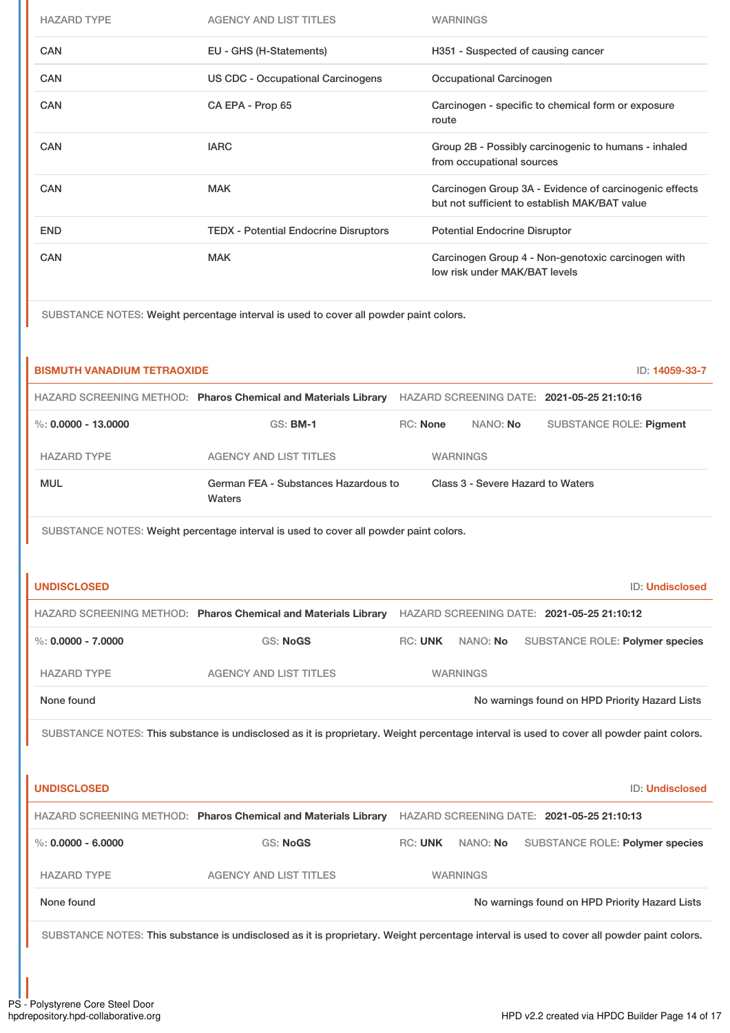| HAZARD TYPE | AGENCY AND LIST TITLES | WARNINGS |
|---|---|---|
| CAN | EU - GHS (H-Statements) | H351 - Suspected of causing cancer |
| CAN | US CDC - Occupational Carcinogens | Occupational Carcinogen |
| CAN | CA EPA - Prop 65 | Carcinogen - specific to chemical form or exposure route |
| CAN | IARC | Group 2B - Possibly carcinogenic to humans - inhaled from occupational sources |
| CAN | MAK | Carcinogen Group 3A - Evidence of carcinogenic effects but not sufficient to establish MAK/BAT value |
| END | TEDX - Potential Endocrine Disruptors | Potential Endocrine Disruptor |
| CAN | MAK | Carcinogen Group 4 - Non-genotoxic carcinogen with low risk under MAK/BAT levels |

SUBSTANCE NOTES: Weight percentage interval is used to cover all powder paint colors.

## BISMUTH VANADIUM TETRAOXIDE

ID: 14059-33-7

HAZARD SCREENING METHOD: **Pharos Chemical and Materials Library** HAZARD SCREENING DATE: **2021-05-25 21:10:16**

%: **0.0000 - 13.0000** GS: **BM-1** RC: **None** NANO: **No** SUBSTANCE ROLE: **Pigment**

| HAZARD TYPE | AGENCY AND LIST TITLES | WARNINGS |
|---|---|---|
| MUL | German FEA - Substances Hazardous to Waters | Class 3 - Severe Hazard to Waters |

SUBSTANCE NOTES: Weight percentage interval is used to cover all powder paint colors.

## UNDISCLOSED

ID: Undisclosed

HAZARD SCREENING METHOD: **Pharos Chemical and Materials Library** HAZARD SCREENING DATE: **2021-05-25 21:10:12**

%: **0.0000 - 7.0000** GS: **NoGS** RC: **UNK** NANO: **No** SUBSTANCE ROLE: **Polymer species**

| HAZARD TYPE | AGENCY AND LIST TITLES | WARNINGS |
|---|---|---|
| None found | | No warnings found on HPD Priority Hazard Lists |

SUBSTANCE NOTES: This substance is undisclosed as it is proprietary. Weight percentage interval is used to cover all powder paint colors.

## UNDISCLOSED

ID: Undisclosed

HAZARD SCREENING METHOD: **Pharos Chemical and Materials Library** HAZARD SCREENING DATE: **2021-05-25 21:10:13**

%: **0.0000 - 6.0000** GS: **NoGS** RC: **UNK** NANO: **No** SUBSTANCE ROLE: **Polymer species**

| HAZARD TYPE | AGENCY AND LIST TITLES | WARNINGS |
|---|---|---|
| None found | | No warnings found on HPD Priority Hazard Lists |

SUBSTANCE NOTES: This substance is undisclosed as it is proprietary. Weight percentage interval is used to cover all powder paint colors.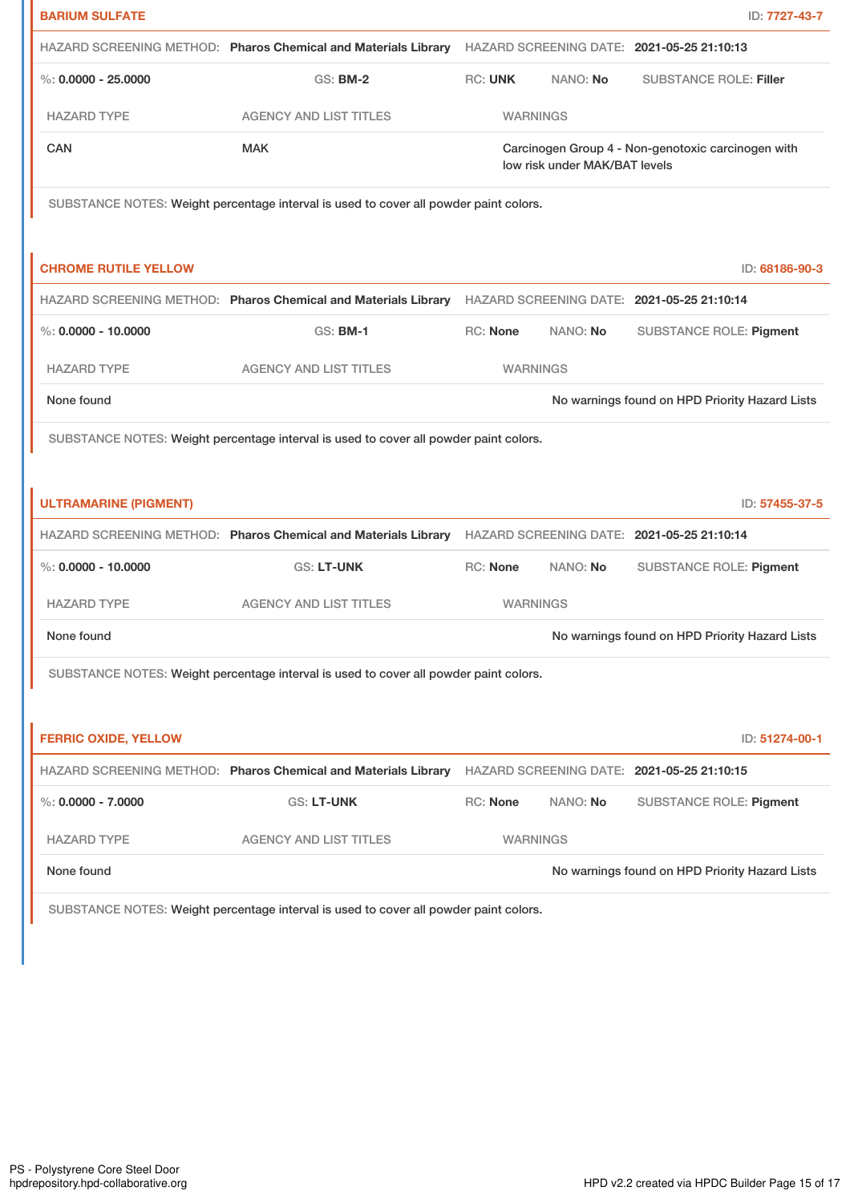## BARIUM SULFATE

ID: 7727-43-7

HAZARD SCREENING METHOD: **Pharos Chemical and Materials Library** HAZARD SCREENING DATE: **2021-05-25 21:10:13**

%: **0.0000 - 25.0000** GS: **BM-2** RC: **UNK** NANO: **No** SUBSTANCE ROLE: **Filler**

| HAZARD TYPE | AGENCY AND LIST TITLES | WARNINGS |
| --- | --- | --- |
| CAN | MAK | Carcinogen Group 4 - Non-genotoxic carcinogen with low risk under MAK/BAT levels |

SUBSTANCE NOTES: Weight percentage interval is used to cover all powder paint colors.

## CHROME RUTILE YELLOW

ID: 68186-90-3

HAZARD SCREENING METHOD: **Pharos Chemical and Materials Library** HAZARD SCREENING DATE: **2021-05-25 21:10:14**

%: **0.0000 - 10.0000** GS: **BM-1** RC: **None** NANO: **No** SUBSTANCE ROLE: **Pigment**

| HAZARD TYPE | AGENCY AND LIST TITLES | WARNINGS |
| --- | --- | --- |
| None found | | No warnings found on HPD Priority Hazard Lists |

SUBSTANCE NOTES: Weight percentage interval is used to cover all powder paint colors.

## ULTRAMARINE (PIGMENT)

ID: 57455-37-5

HAZARD SCREENING METHOD: **Pharos Chemical and Materials Library** HAZARD SCREENING DATE: **2021-05-25 21:10:14**

%: **0.0000 - 10.0000** GS: **LT-UNK** RC: **None** NANO: **No** SUBSTANCE ROLE: **Pigment**

| HAZARD TYPE | AGENCY AND LIST TITLES | WARNINGS |
| --- | --- | --- |
| None found | | No warnings found on HPD Priority Hazard Lists |

SUBSTANCE NOTES: Weight percentage interval is used to cover all powder paint colors.

## FERRIC OXIDE, YELLOW

ID: 51274-00-1

HAZARD SCREENING METHOD: **Pharos Chemical and Materials Library** HAZARD SCREENING DATE: **2021-05-25 21:10:15**

%: **0.0000 - 7.0000** GS: **LT-UNK** RC: **None** NANO: **No** SUBSTANCE ROLE: **Pigment**

| HAZARD TYPE | AGENCY AND LIST TITLES | WARNINGS |
| --- | --- | --- |
| None found | | No warnings found on HPD Priority Hazard Lists |

SUBSTANCE NOTES: Weight percentage interval is used to cover all powder paint colors.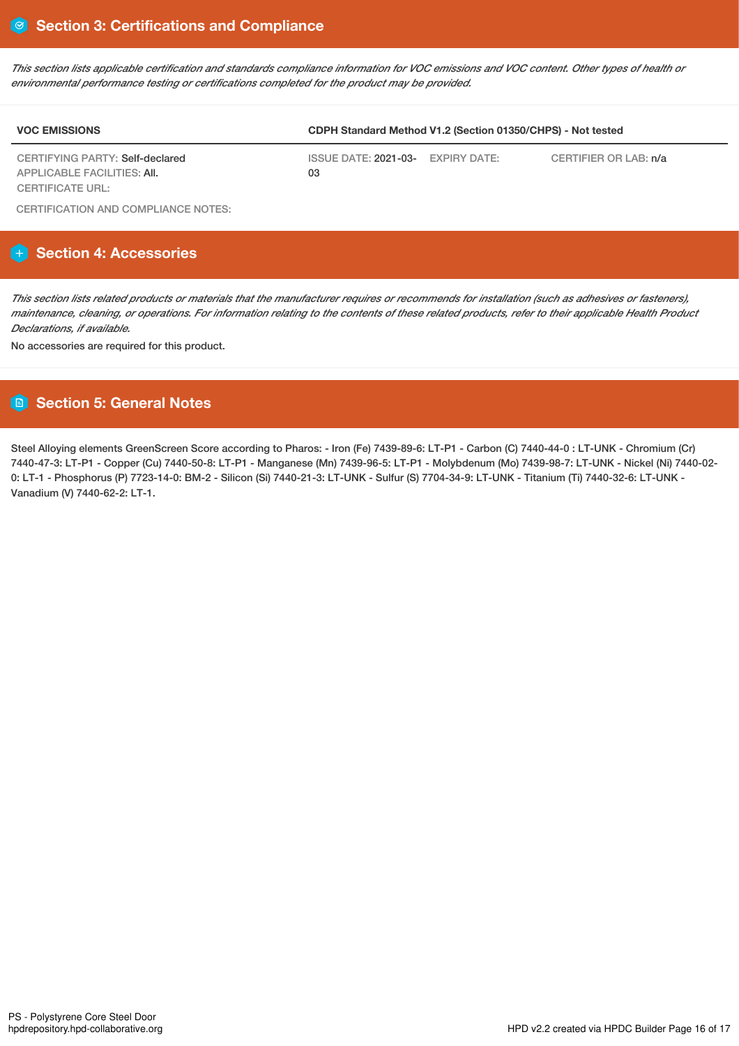## Section 3: Certifications and Compliance

*This section lists applicable certification and standards compliance information for VOC emissions and VOC content. Other types of health or environmental performance testing or certifications completed for the product may be provided.*

| VOC EMISSIONS | CDPH Standard Method V1.2 (Section 01350/CHPS) - Not tested | | |
|---|---|---|---|
| CERTIFYING PARTY: Self-declared<br>APPLICABLE FACILITIES: All.<br>CERTIFICATE URL: | ISSUE DATE: 2021-03-03 | EXPIRY DATE: | CERTIFIER OR LAB: n/a |

CERTIFICATION AND COMPLIANCE NOTES:

## Section 4: Accessories

*This section lists related products or materials that the manufacturer requires or recommends for installation (such as adhesives or fasteners), maintenance, cleaning, or operations. For information relating to the contents of these related products, refer to their applicable Health Product Declarations, if available.*

No accessories are required for this product.

## Section 5: General Notes

Steel Alloying elements GreenScreen Score according to Pharos: - Iron (Fe) 7439-89-6: LT-P1 - Carbon (C) 7440-44-0 : LT-UNK - Chromium (Cr) 7440-47-3: LT-P1 - Copper (Cu) 7440-50-8: LT-P1 - Manganese (Mn) 7439-96-5: LT-P1 - Molybdenum (Mo) 7439-98-7: LT-UNK - Nickel (Ni) 7440-02-0: LT-1 - Phosphorus (P) 7723-14-0: BM-2 - Silicon (Si) 7440-21-3: LT-UNK - Sulfur (S) 7704-34-9: LT-UNK - Titanium (Ti) 7440-32-6: LT-UNK - Vanadium (V) 7440-62-2: LT-1.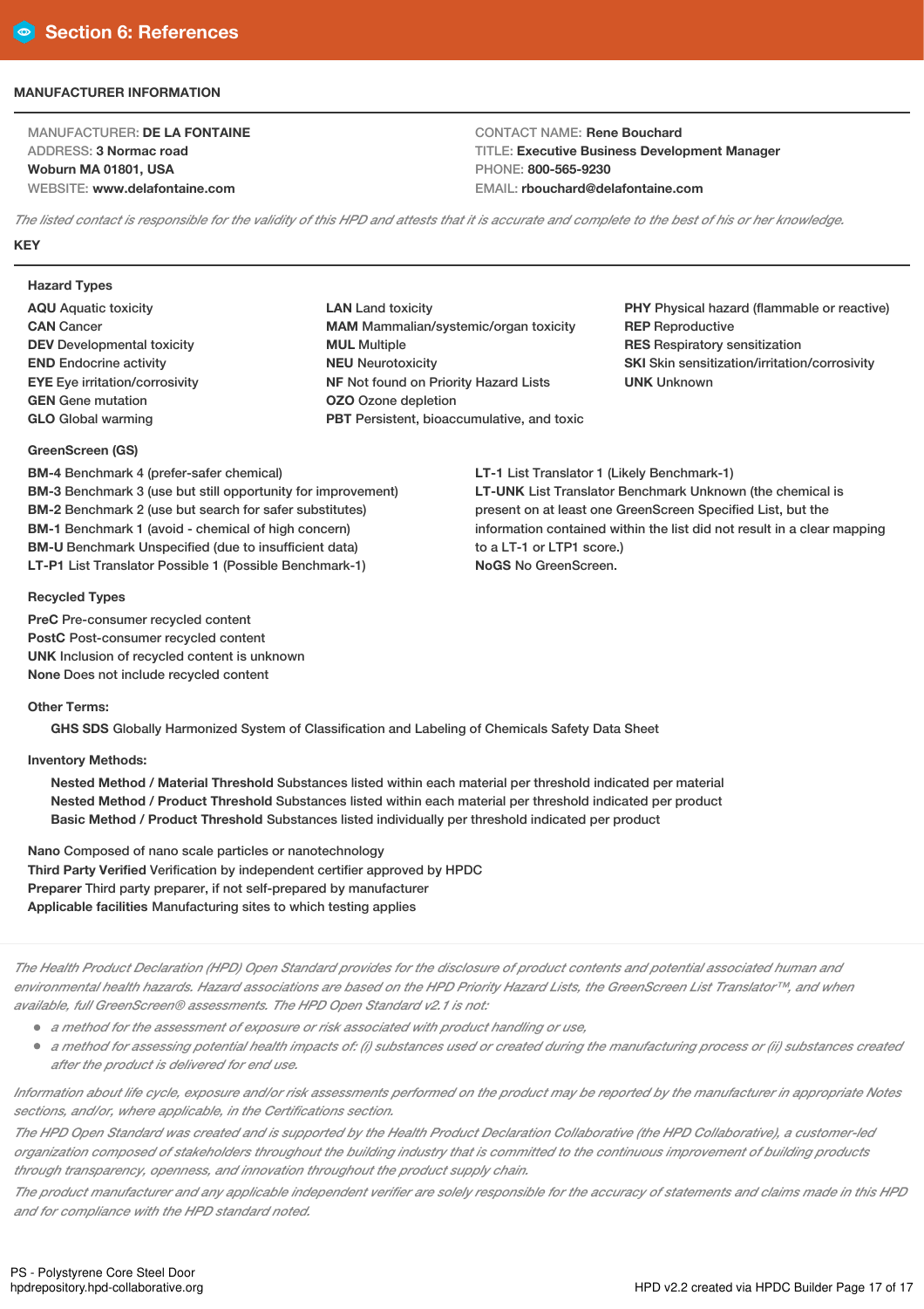## Section 6: References

### MANUFACTURER INFORMATION

MANUFACTURER: **DE LA FONTAINE**
ADDRESS: **3 Normac road**
**Woburn MA 01801, USA**
WEBSITE: **www.delafontaine.com**

CONTACT NAME: **Rene Bouchard**
TITLE: **Executive Business Development Manager**
PHONE: **800-565-9230**
EMAIL: **rbouchard@delafontaine.com**

*The listed contact is responsible for the validity of this HPD and attests that it is accurate and complete to the best of his or her knowledge.*

### KEY

**Hazard Types**

**AQU** Aquatic toxicity
**CAN** Cancer
**DEV** Developmental toxicity
**END** Endocrine activity
**EYE** Eye irritation/corrosivity
**GEN** Gene mutation
**GLO** Global warming
**LAN** Land toxicity
**MAM** Mammalian/systemic/organ toxicity
**MUL** Multiple
**NEU** Neurotoxicity
**NF** Not found on Priority Hazard Lists
**OZO** Ozone depletion
**PBT** Persistent, bioaccumulative, and toxic
**PHY** Physical hazard (flammable or reactive)
**REP** Reproductive
**RES** Respiratory sensitization
**SKI** Skin sensitization/irritation/corrosivity
**UNK** Unknown

**GreenScreen (GS)**

**BM-4** Benchmark 4 (prefer-safer chemical)
**BM-3** Benchmark 3 (use but still opportunity for improvement)
**BM-2** Benchmark 2 (use but search for safer substitutes)
**BM-1** Benchmark 1 (avoid - chemical of high concern)
**BM-U** Benchmark Unspecified (due to insufficient data)
**LT-P1** List Translator Possible 1 (Possible Benchmark-1)
**LT-1** List Translator 1 (Likely Benchmark-1)
**LT-UNK** List Translator Benchmark Unknown (the chemical is present on at least one GreenScreen Specified List, but the information contained within the list did not result in a clear mapping to a LT-1 or LTP1 score.)
**NoGS** No GreenScreen.

**Recycled Types**

**PreC** Pre-consumer recycled content
**PostC** Post-consumer recycled content
**UNK** Inclusion of recycled content is unknown
**None** Does not include recycled content

**Other Terms:**

**GHS SDS** Globally Harmonized System of Classification and Labeling of Chemicals Safety Data Sheet

**Inventory Methods:**

**Nested Method / Material Threshold** Substances listed within each material per threshold indicated per material
**Nested Method / Product Threshold** Substances listed within each material per threshold indicated per product
**Basic Method / Product Threshold** Substances listed individually per threshold indicated per product

**Nano** Composed of nano scale particles or nanotechnology
**Third Party Verified** Verification by independent certifier approved by HPDC
**Preparer** Third party preparer, if not self-prepared by manufacturer
**Applicable facilities** Manufacturing sites to which testing applies

*The Health Product Declaration (HPD) Open Standard provides for the disclosure of product contents and potential associated human and environmental health hazards. Hazard associations are based on the HPD Priority Hazard Lists, the GreenScreen List Translator™, and when available, full GreenScreen® assessments. The HPD Open Standard v2.1 is not:*

- *a method for the assessment of exposure or risk associated with product handling or use,*
- *a method for assessing potential health impacts of: (i) substances used or created during the manufacturing process or (ii) substances created after the product is delivered for end use.*

*Information about life cycle, exposure and/or risk assessments performed on the product may be reported by the manufacturer in appropriate Notes sections, and/or, where applicable, in the Certifications section.*

*The HPD Open Standard was created and is supported by the Health Product Declaration Collaborative (the HPD Collaborative), a customer-led organization composed of stakeholders throughout the building industry that is committed to the continuous improvement of building products through transparency, openness, and innovation throughout the product supply chain.*

*The product manufacturer and any applicable independent verifier are solely responsible for the accuracy of statements and claims made in this HPD and for compliance with the HPD standard noted.*